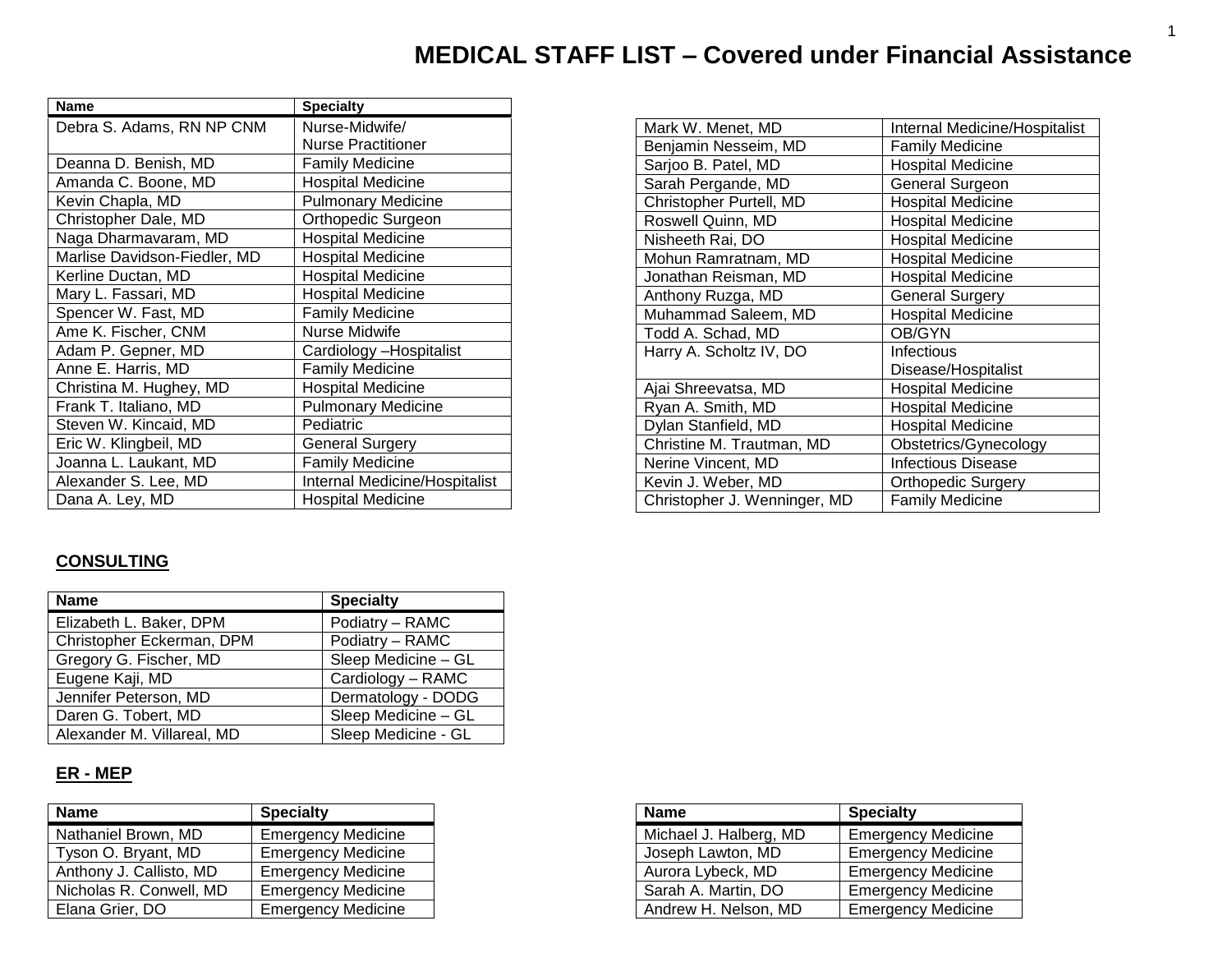# MEDICAL STAFF LIST – Covered under Financial Assistance

| Name | Specialty |
|---|---|
| Debra S. Adams, RN NP CNM | Nurse-Midwife/ Nurse Practitioner |
| Deanna D. Benish, MD | Family Medicine |
| Amanda C. Boone, MD | Hospital Medicine |
| Kevin Chapla, MD | Pulmonary Medicine |
| Christopher Dale, MD | Orthopedic Surgeon |
| Naga Dharmavaram, MD | Hospital Medicine |
| Marlise Davidson-Fiedler, MD | Hospital Medicine |
| Kerline Ductan, MD | Hospital Medicine |
| Mary L. Fassari, MD | Hospital Medicine |
| Spencer W. Fast, MD | Family Medicine |
| Ame K. Fischer, CNM | Nurse Midwife |
| Adam P. Gepner, MD | Cardiology –Hospitalist |
| Anne E. Harris, MD | Family Medicine |
| Christina M. Hughey, MD | Hospital Medicine |
| Frank T. Italiano, MD | Pulmonary Medicine |
| Steven W. Kincaid, MD | Pediatric |
| Eric W. Klingbeil, MD | General Surgery |
| Joanna L. Laukant, MD | Family Medicine |
| Alexander S. Lee, MD | Internal Medicine/Hospitalist |
| Dana A. Ley, MD | Hospital Medicine |
| Mark W. Menet, MD | Internal Medicine/Hospitalist |
| Benjamin Nesseim, MD | Family Medicine |
| Sarjoo B. Patel, MD | Hospital Medicine |
| Sarah Pergande, MD | General Surgeon |
| Christopher Purtell, MD | Hospital Medicine |
| Roswell Quinn, MD | Hospital Medicine |
| Nisheeth Rai, DO | Hospital Medicine |
| Mohun Ramratnam, MD | Hospital Medicine |
| Jonathan Reisman, MD | Hospital Medicine |
| Anthony Ruzga, MD | General Surgery |
| Muhammad Saleem, MD | Hospital Medicine |
| Todd A. Schad, MD | OB/GYN |
| Harry A. Scholtz IV, DO | Infectious Disease/Hospitalist |
| Ajai Shreevatsa, MD | Hospital Medicine |
| Ryan A. Smith, MD | Hospital Medicine |
| Dylan Stanfield, MD | Hospital Medicine |
| Christine M. Trautman, MD | Obstetrics/Gynecology |
| Nerine Vincent, MD | Infectious Disease |
| Kevin J. Weber, MD | Orthopedic Surgery |
| Christopher J. Wenninger, MD | Family Medicine |

## CONSULTING

| Name | Specialty |
|---|---|
| Elizabeth L. Baker, DPM | Podiatry – RAMC |
| Christopher Eckerman, DPM | Podiatry – RAMC |
| Gregory G. Fischer, MD | Sleep Medicine – GL |
| Eugene Kaji, MD | Cardiology – RAMC |
| Jennifer Peterson, MD | Dermatology - DODG |
| Daren G. Tobert, MD | Sleep Medicine – GL |
| Alexander M. Villareal, MD | Sleep Medicine - GL |

## ER - MEP

| Name | Specialty |
|---|---|
| Nathaniel Brown, MD | Emergency Medicine |
| Tyson O. Bryant, MD | Emergency Medicine |
| Anthony J. Callisto, MD | Emergency Medicine |
| Nicholas R. Conwell, MD | Emergency Medicine |
| Elana Grier, DO | Emergency Medicine |
| Michael J. Halberg, MD | Emergency Medicine |
| Joseph Lawton, MD | Emergency Medicine |
| Aurora Lybeck, MD | Emergency Medicine |
| Sarah A. Martin, DO | Emergency Medicine |
| Andrew H. Nelson, MD | Emergency Medicine |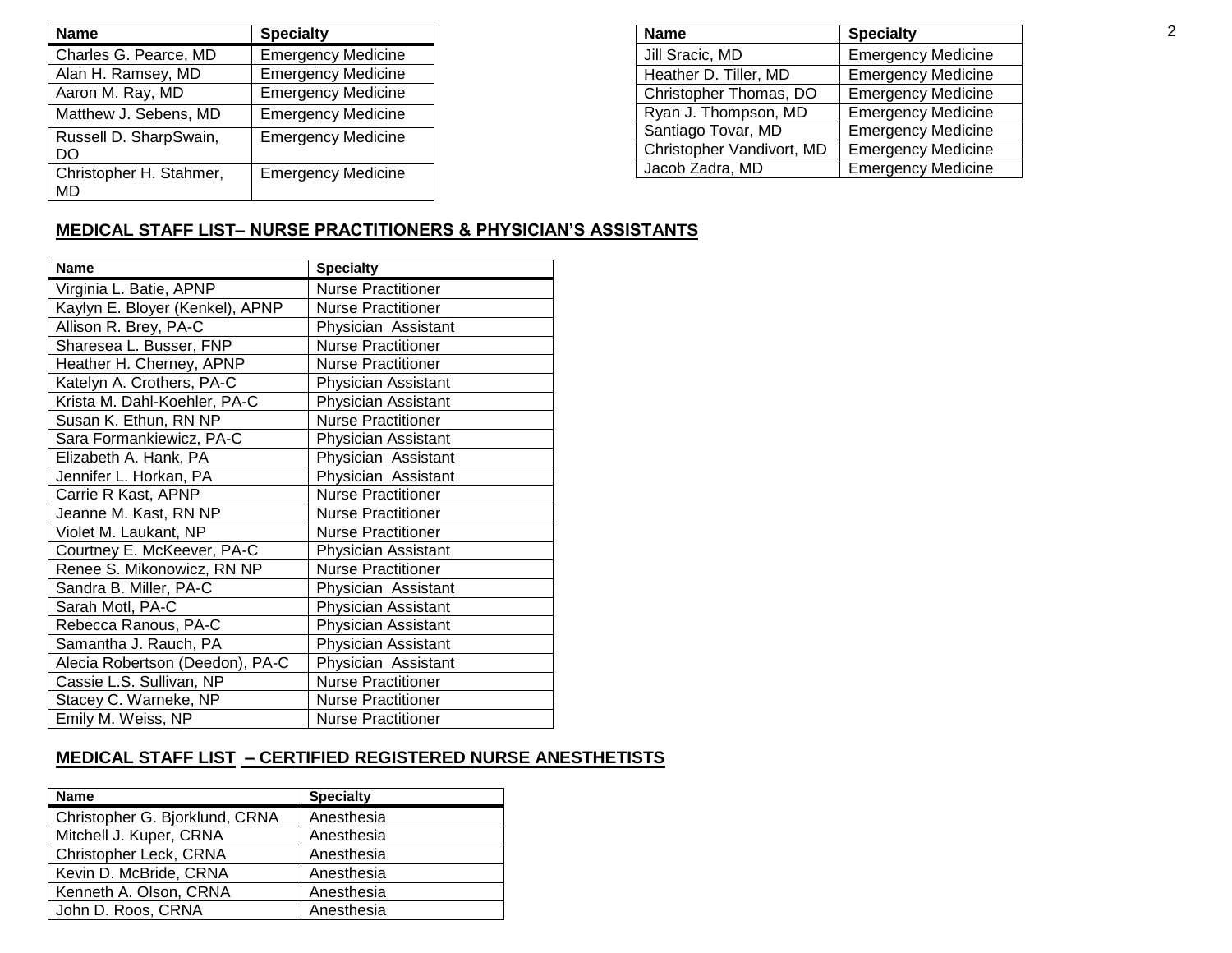| Name | Specialty |
|---|---|
| Charles G. Pearce, MD | Emergency Medicine |
| Alan H. Ramsey, MD | Emergency Medicine |
| Aaron M. Ray, MD | Emergency Medicine |
| Matthew J. Sebens, MD | Emergency Medicine |
| Russell D. SharpSwain, DO | Emergency Medicine |
| Christopher H. Stahmer, MD | Emergency Medicine |
| Jill Sracic, MD | Emergency Medicine |
| Heather D. Tiller, MD | Emergency Medicine |
| Christopher Thomas, DO | Emergency Medicine |
| Ryan J. Thompson, MD | Emergency Medicine |
| Santiago Tovar, MD | Emergency Medicine |
| Christopher Vandivort, MD | Emergency Medicine |
| Jacob Zadra, MD | Emergency Medicine |

## MEDICAL STAFF LIST– NURSE PRACTITIONERS & PHYSICIAN'S ASSISTANTS

| Name | Specialty |
|---|---|
| Virginia L. Batie, APNP | Nurse Practitioner |
| Kaylyn E. Bloyer (Kenkel), APNP | Nurse Practitioner |
| Allison R. Brey, PA-C | Physician Assistant |
| Sharesea L. Busser, FNP | Nurse Practitioner |
| Heather H. Cherney, APNP | Nurse Practitioner |
| Katelyn A. Crothers, PA-C | Physician Assistant |
| Krista M. Dahl-Koehler, PA-C | Physician Assistant |
| Susan K. Ethun, RN NP | Nurse Practitioner |
| Sara Formankiewicz, PA-C | Physician Assistant |
| Elizabeth A. Hank, PA | Physician Assistant |
| Jennifer L. Horkan, PA | Physician Assistant |
| Carrie R Kast, APNP | Nurse Practitioner |
| Jeanne M. Kast, RN NP | Nurse Practitioner |
| Violet M. Laukant, NP | Nurse Practitioner |
| Courtney E. McKeever, PA-C | Physician Assistant |
| Renee S. Mikonowicz, RN NP | Nurse Practitioner |
| Sandra B. Miller, PA-C | Physician Assistant |
| Sarah Motl, PA-C | Physician Assistant |
| Rebecca Ranous, PA-C | Physician Assistant |
| Samantha J. Rauch, PA | Physician Assistant |
| Alecia Robertson (Deedon), PA-C | Physician Assistant |
| Cassie L.S. Sullivan, NP | Nurse Practitioner |
| Stacey C. Warneke, NP | Nurse Practitioner |
| Emily M. Weiss, NP | Nurse Practitioner |

## MEDICAL STAFF LIST – CERTIFIED REGISTERED NURSE ANESTHETISTS

| Name | Specialty |
|---|---|
| Christopher G. Bjorklund, CRNA | Anesthesia |
| Mitchell J. Kuper, CRNA | Anesthesia |
| Christopher Leck, CRNA | Anesthesia |
| Kevin D. McBride, CRNA | Anesthesia |
| Kenneth A. Olson, CRNA | Anesthesia |
| John D. Roos, CRNA | Anesthesia |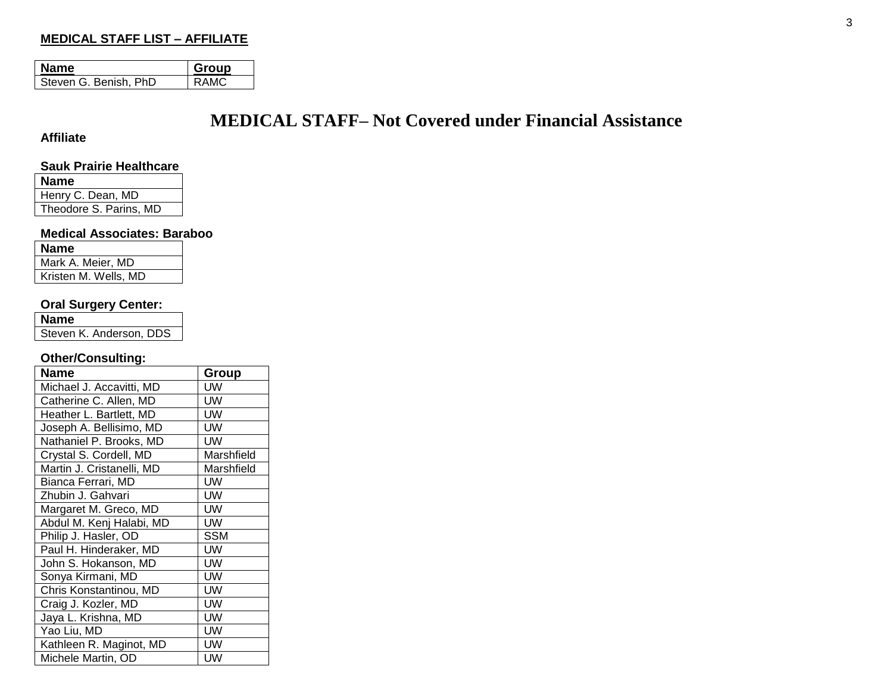**MEDICAL STAFF LIST – AFFILIATE**

| Name | Group |
|---|---|
| Steven G. Benish, PhD | RAMC |

# MEDICAL STAFF– Not Covered under Financial Assistance

**Affiliate**

**Sauk Prairie Healthcare**

| Name |
|---|
| Henry C. Dean, MD |
| Theodore S. Parins, MD |

**Medical Associates: Baraboo**

| Name |
|---|
| Mark A. Meier, MD |
| Kristen M. Wells, MD |

**Oral Surgery Center:**

| Name |
|---|
| Steven K. Anderson, DDS |

**Other/Consulting:**

| Name | Group |
|---|---|
| Michael J. Accavitti, MD | UW |
| Catherine C. Allen, MD | UW |
| Heather L. Bartlett, MD | UW |
| Joseph A. Bellisimo, MD | UW |
| Nathaniel P. Brooks, MD | UW |
| Crystal S. Cordell, MD | Marshfield |
| Martin J. Cristanelli, MD | Marshfield |
| Bianca Ferrari, MD | UW |
| Zhubin J. Gahvari | UW |
| Margaret M. Greco, MD | UW |
| Abdul M. Kenj Halabi, MD | UW |
| Philip J. Hasler, OD | SSM |
| Paul H. Hinderaker, MD | UW |
| John S. Hokanson, MD | UW |
| Sonya Kirmani, MD | UW |
| Chris Konstantinou, MD | UW |
| Craig J. Kozler, MD | UW |
| Jaya L. Krishna, MD | UW |
| Yao Liu, MD | UW |
| Kathleen R. Maginot, MD | UW |
| Michele Martin, OD | UW |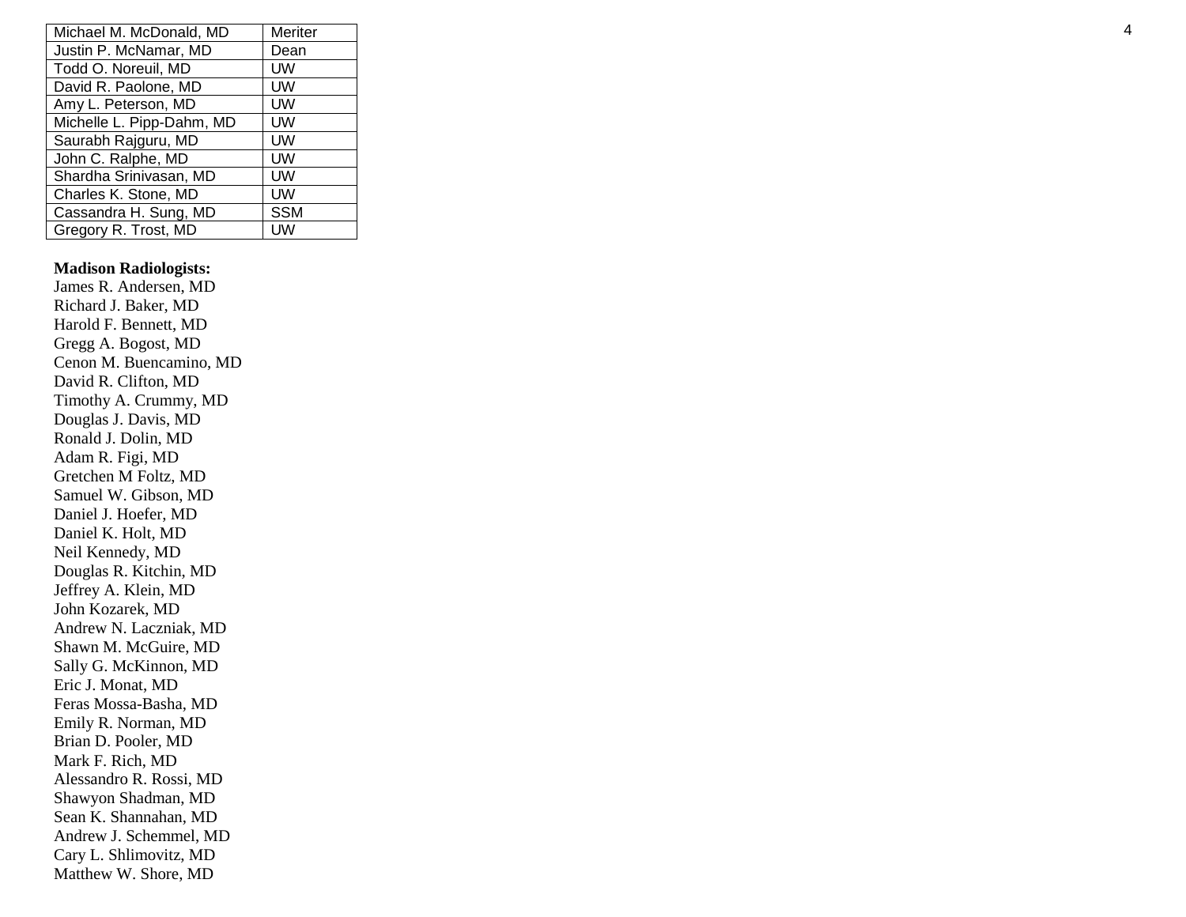| | |
|---|---|
| Michael M. McDonald, MD | Meriter |
| Justin P. McNamar, MD | Dean |
| Todd O. Noreuil, MD | UW |
| David R. Paolone, MD | UW |
| Amy L. Peterson, MD | UW |
| Michelle L. Pipp-Dahm, MD | UW |
| Saurabh Rajguru, MD | UW |
| John C. Ralphe, MD | UW |
| Shardha Srinivasan, MD | UW |
| Charles K. Stone, MD | UW |
| Cassandra H. Sung, MD | SSM |
| Gregory R. Trost, MD | UW |

**Madison Radiologists:**

James R. Andersen, MD
Richard J. Baker, MD
Harold F. Bennett, MD
Gregg A. Bogost, MD
Cenon M. Buencamino, MD
David R. Clifton, MD
Timothy A. Crummy, MD
Douglas J. Davis, MD
Ronald J. Dolin, MD
Adam R. Figi, MD
Gretchen M Foltz, MD
Samuel W. Gibson, MD
Daniel J. Hoefer, MD
Daniel K. Holt, MD
Neil Kennedy, MD
Douglas R. Kitchin, MD
Jeffrey A. Klein, MD
John Kozarek, MD
Andrew N. Laczniak, MD
Shawn M. McGuire, MD
Sally G. McKinnon, MD
Eric J. Monat, MD
Feras Mossa-Basha, MD
Emily R. Norman, MD
Brian D. Pooler, MD
Mark F. Rich, MD
Alessandro R. Rossi, MD
Shawyon Shadman, MD
Sean K. Shannahan, MD
Andrew J. Schemmel, MD
Cary L. Shlimovitz, MD
Matthew W. Shore, MD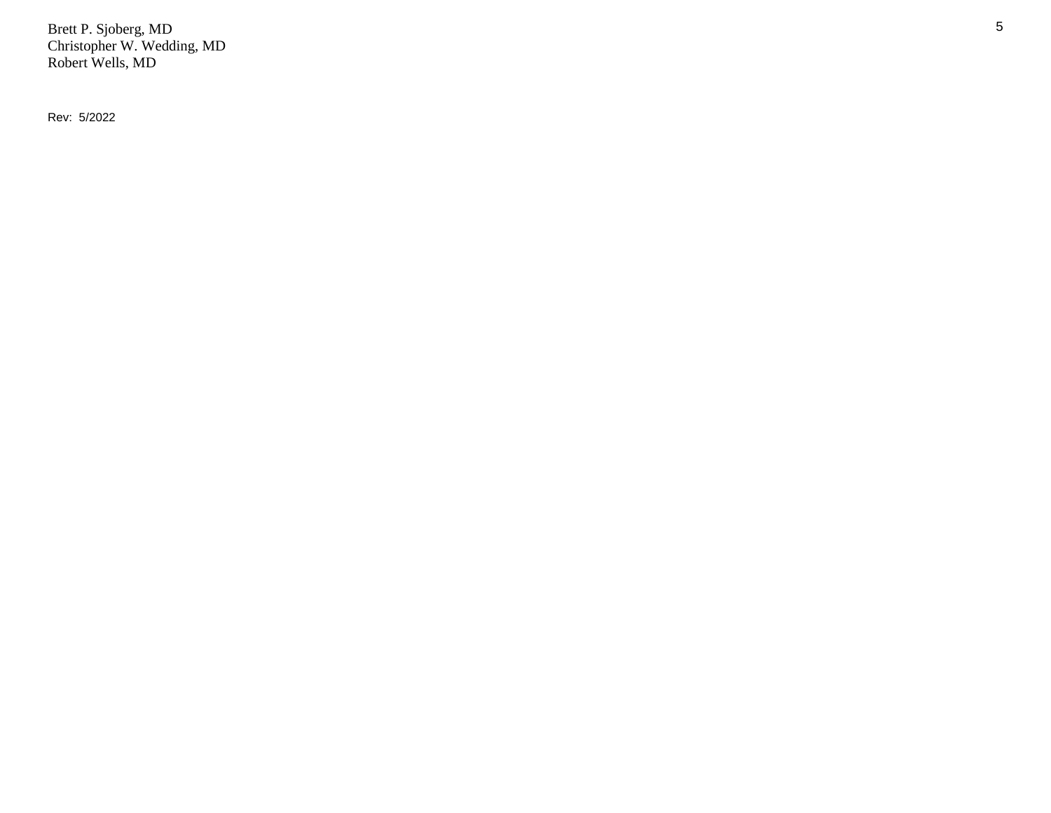Brett P. Sjoberg, MD
Christopher W. Wedding, MD
Robert Wells, MD

Rev: 5/2022